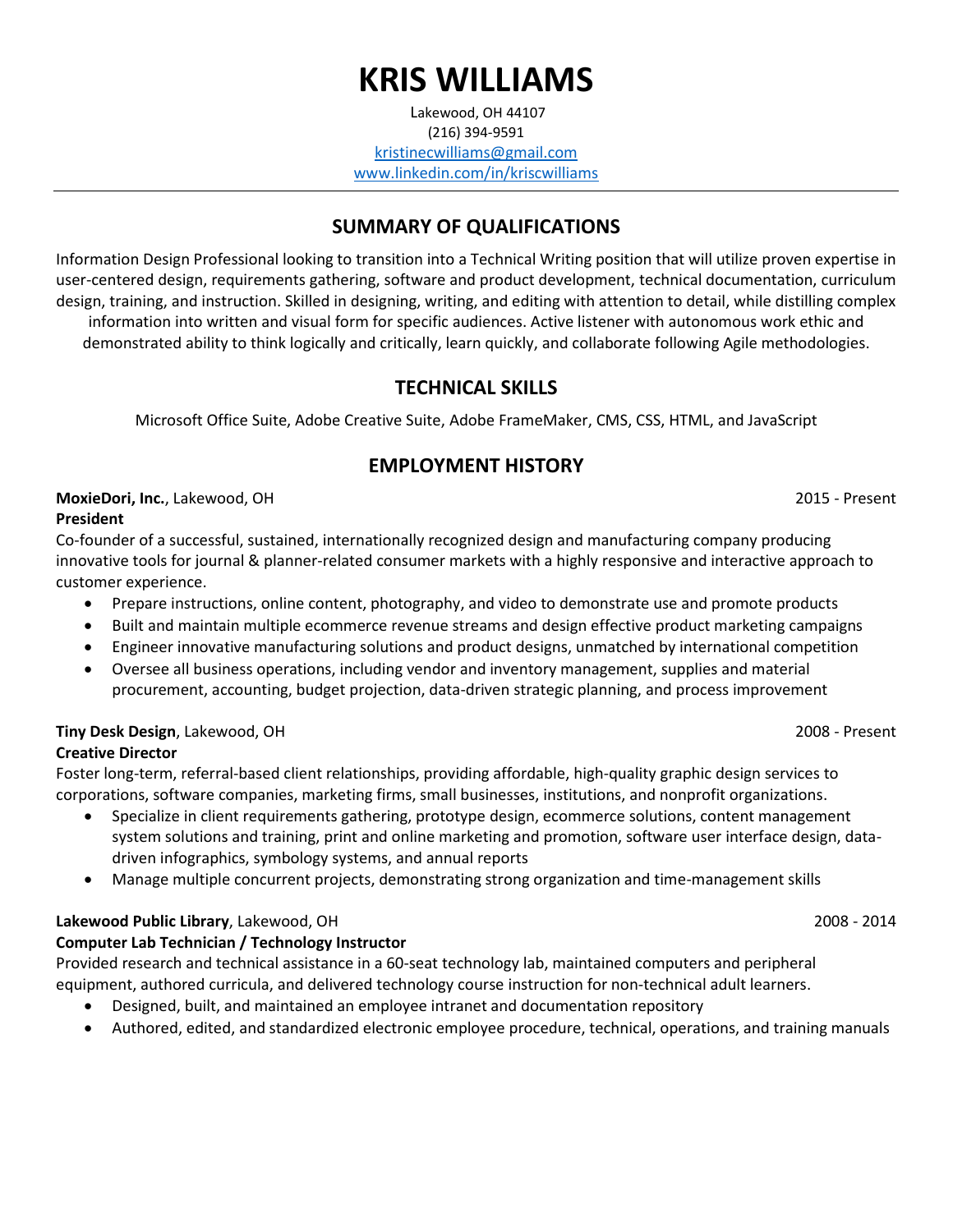# KRIS WILLIAMS

Lakewood, OH 44107
(216) 394-9591
kristinecwilliams@gmail.com
www.linkedin.com/in/kriscwilliams

---

## SUMMARY OF QUALIFICATIONS

Information Design Professional looking to transition into a Technical Writing position that will utilize proven expertise in user-centered design, requirements gathering, software and product development, technical documentation, curriculum design, training, and instruction. Skilled in designing, writing, and editing with attention to detail, while distilling complex information into written and visual form for specific audiences. Active listener with autonomous work ethic and demonstrated ability to think logically and critically, learn quickly, and collaborate following Agile methodologies.

## TECHNICAL SKILLS

Microsoft Office Suite, Adobe Creative Suite, Adobe FrameMaker, CMS, CSS, HTML, and JavaScript

## EMPLOYMENT HISTORY

**MoxieDori, Inc.**, Lakewood, OH — 2015 - Present
**President**
Co-founder of a successful, sustained, internationally recognized design and manufacturing company producing innovative tools for journal & planner-related consumer markets with a highly responsive and interactive approach to customer experience.

- Prepare instructions, online content, photography, and video to demonstrate use and promote products
- Built and maintain multiple ecommerce revenue streams and design effective product marketing campaigns
- Engineer innovative manufacturing solutions and product designs, unmatched by international competition
- Oversee all business operations, including vendor and inventory management, supplies and material procurement, accounting, budget projection, data-driven strategic planning, and process improvement

**Tiny Desk Design**, Lakewood, OH — 2008 - Present
**Creative Director**
Foster long-term, referral-based client relationships, providing affordable, high-quality graphic design services to corporations, software companies, marketing firms, small businesses, institutions, and nonprofit organizations.

- Specialize in client requirements gathering, prototype design, ecommerce solutions, content management system solutions and training, print and online marketing and promotion, software user interface design, data-driven infographics, symbology systems, and annual reports
- Manage multiple concurrent projects, demonstrating strong organization and time-management skills

**Lakewood Public Library**, Lakewood, OH — 2008 - 2014
**Computer Lab Technician / Technology Instructor**
Provided research and technical assistance in a 60-seat technology lab, maintained computers and peripheral equipment, authored curricula, and delivered technology course instruction for non-technical adult learners.

- Designed, built, and maintained an employee intranet and documentation repository
- Authored, edited, and standardized electronic employee procedure, technical, operations, and training manuals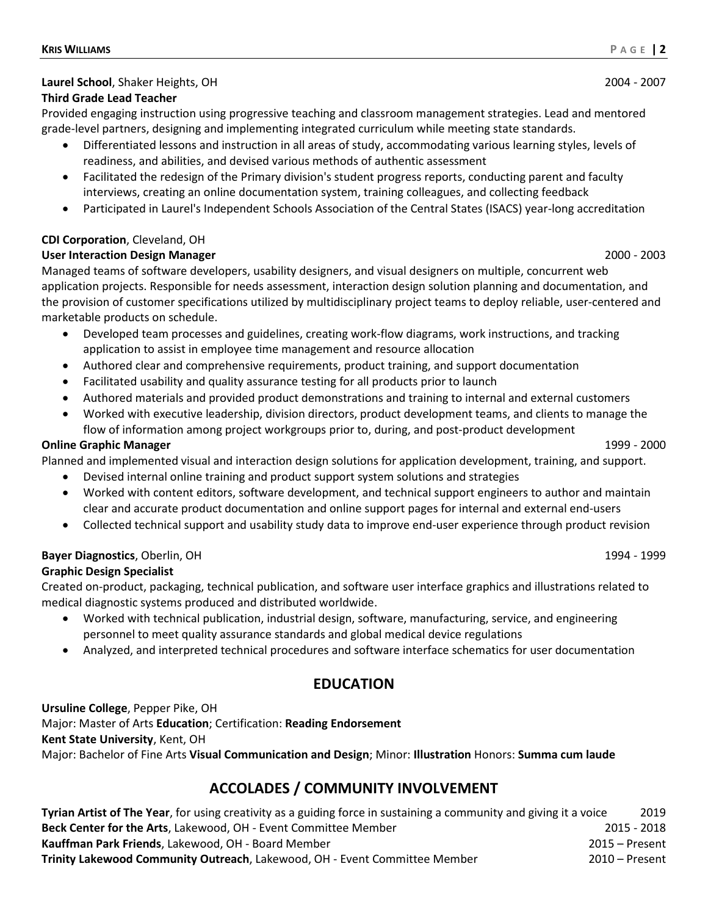**Laurel School**, Shaker Heights, OH 2004 - 2007
**Third Grade Lead Teacher**

Provided engaging instruction using progressive teaching and classroom management strategies. Lead and mentored grade-level partners, designing and implementing integrated curriculum while meeting state standards.

- Differentiated lessons and instruction in all areas of study, accommodating various learning styles, levels of readiness, and abilities, and devised various methods of authentic assessment
- Facilitated the redesign of the Primary division's student progress reports, conducting parent and faculty interviews, creating an online documentation system, training colleagues, and collecting feedback
- Participated in Laurel's Independent Schools Association of the Central States (ISACS) year-long accreditation

**CDI Corporation**, Cleveland, OH
**User Interaction Design Manager** 2000 - 2003

Managed teams of software developers, usability designers, and visual designers on multiple, concurrent web application projects. Responsible for needs assessment, interaction design solution planning and documentation, and the provision of customer specifications utilized by multidisciplinary project teams to deploy reliable, user-centered and marketable products on schedule.

- Developed team processes and guidelines, creating work-flow diagrams, work instructions, and tracking application to assist in employee time management and resource allocation
- Authored clear and comprehensive requirements, product training, and support documentation
- Facilitated usability and quality assurance testing for all products prior to launch
- Authored materials and provided product demonstrations and training to internal and external customers
- Worked with executive leadership, division directors, product development teams, and clients to manage the flow of information among project workgroups prior to, during, and post-product development

**Online Graphic Manager** 1999 - 2000

Planned and implemented visual and interaction design solutions for application development, training, and support.

- Devised internal online training and product support system solutions and strategies
- Worked with content editors, software development, and technical support engineers to author and maintain clear and accurate product documentation and online support pages for internal and external end-users
- Collected technical support and usability study data to improve end-user experience through product revision

**Bayer Diagnostics**, Oberlin, OH 1994 - 1999
**Graphic Design Specialist**

Created on-product, packaging, technical publication, and software user interface graphics and illustrations related to medical diagnostic systems produced and distributed worldwide.

- Worked with technical publication, industrial design, software, manufacturing, service, and engineering personnel to meet quality assurance standards and global medical device regulations
- Analyzed, and interpreted technical procedures and software interface schematics for user documentation

## EDUCATION

**Ursuline College**, Pepper Pike, OH
Major: Master of Arts **Education**; Certification: **Reading Endorsement**
**Kent State University**, Kent, OH
Major: Bachelor of Fine Arts **Visual Communication and Design**; Minor: **Illustration** Honors: **Summa cum laude**

## ACCOLADES / COMMUNITY INVOLVEMENT

**Tyrian Artist of The Year**, for using creativity as a guiding force in sustaining a community and giving it a voice 2019
**Beck Center for the Arts**, Lakewood, OH - Event Committee Member 2015 - 2018
**Kauffman Park Friends**, Lakewood, OH - Board Member 2015 – Present
**Trinity Lakewood Community Outreach**, Lakewood, OH - Event Committee Member 2010 – Present